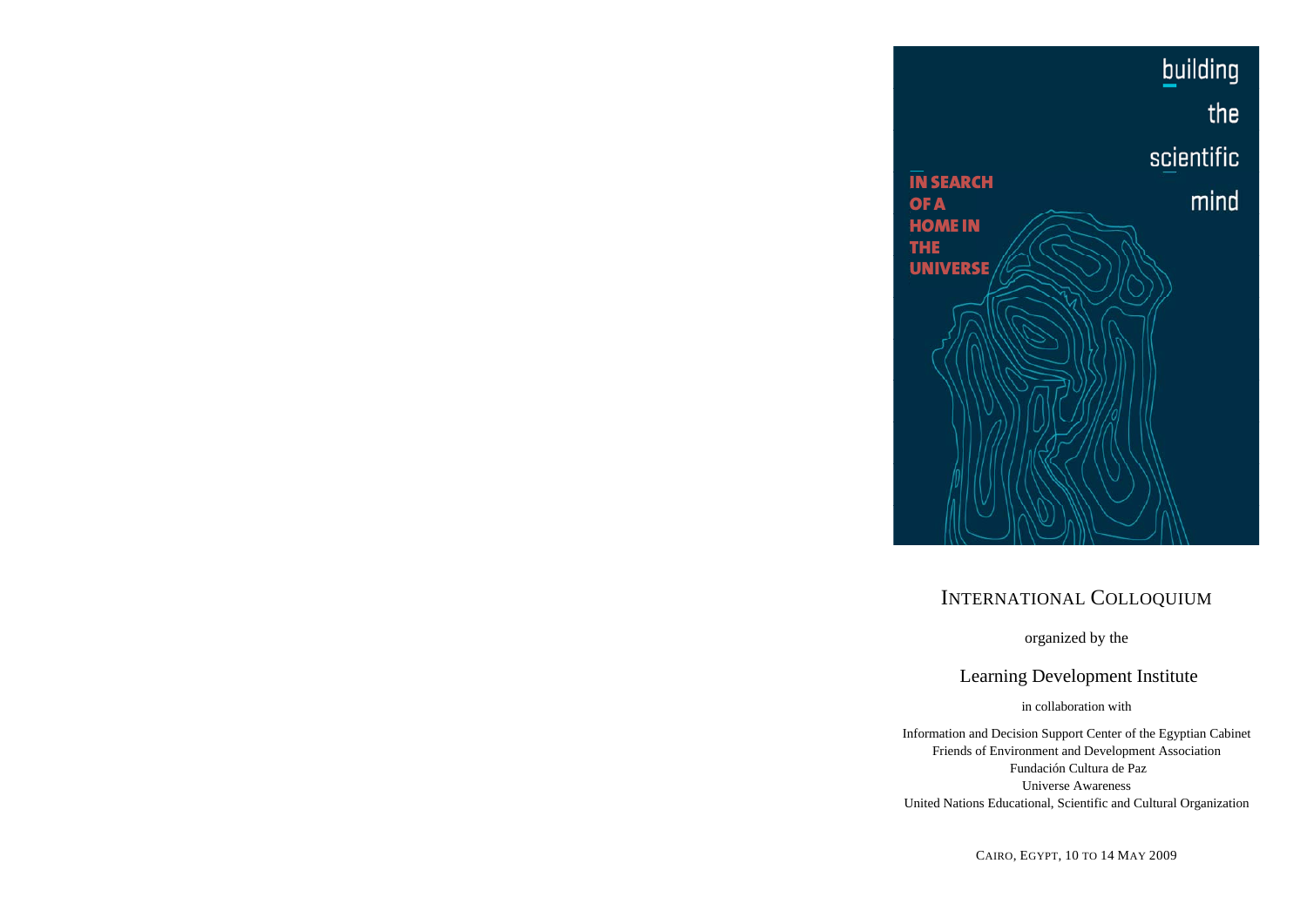building the scientific mind

IN SEARCH OF A HOME IN THE UNIVERSE

# INTERNATIONAL COLLOQUIUM

organized by the

## Learning Development Institute

in collaboration with

Information and Decision Support Center of the Egyptian Cabinet
Friends of Environment and Development Association
Fundación Cultura de Paz
Universe Awareness
United Nations Educational, Scientific and Cultural Organization

CAIRO, EGYPT, 10 TO 14 MAY 2009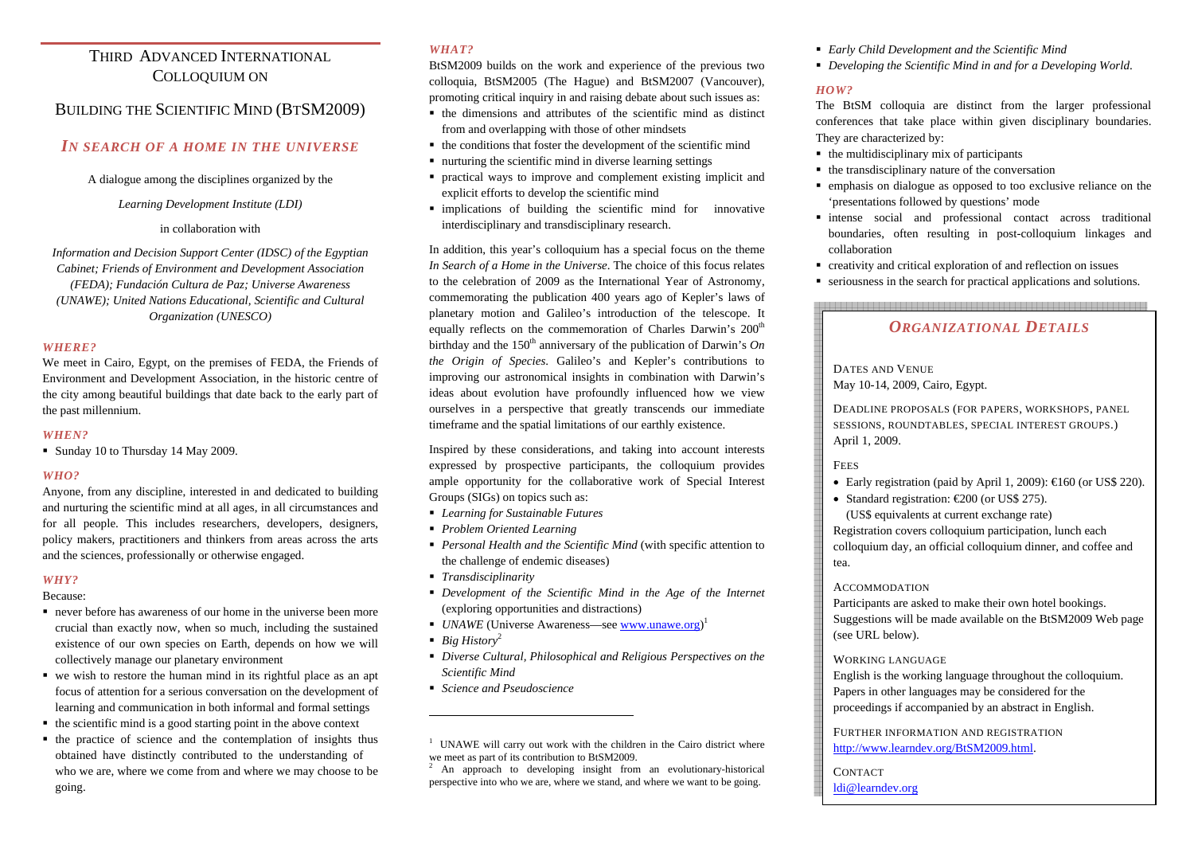# THIRD ADVANCED INTERNATIONAL COLLOQUIUM ON

# BUILDING THE SCIENTIFIC MIND (BTSM2009)

## *IN SEARCH OF A HOME IN THE UNIVERSE*

A dialogue among the disciplines organized by the

*Learning Development Institute (LDI)*

in collaboration with

*Information and Decision Support Center (IDSC) of the Egyptian Cabinet; Friends of Environment and Development Association (FEDA); Fundación Cultura de Paz; Universe Awareness (UNAWE); United Nations Educational, Scientific and Cultural Organization (UNESCO)*

### *WHERE?*

We meet in Cairo, Egypt, on the premises of FEDA, the Friends of Environment and Development Association, in the historic centre of the city among beautiful buildings that date back to the early part of the past millennium.

### *WHEN?*

- Sunday 10 to Thursday 14 May 2009.

### *WHO?*

Anyone, from any discipline, interested in and dedicated to building and nurturing the scientific mind at all ages, in all circumstances and for all people. This includes researchers, developers, designers, policy makers, practitioners and thinkers from areas across the arts and the sciences, professionally or otherwise engaged.

### *WHY?*

Because:

- never before has awareness of our home in the universe been more crucial than exactly now, when so much, including the sustained existence of our own species on Earth, depends on how we will collectively manage our planetary environment
- we wish to restore the human mind in its rightful place as an apt focus of attention for a serious conversation on the development of learning and communication in both informal and formal settings
- the scientific mind is a good starting point in the above context
- the practice of science and the contemplation of insights thus obtained have distinctly contributed to the understanding of who we are, where we come from and where we may choose to be going.

### *WHAT?*

BtSM2009 builds on the work and experience of the previous two colloquia, BtSM2005 (The Hague) and BtSM2007 (Vancouver), promoting critical inquiry in and raising debate about such issues as:

- the dimensions and attributes of the scientific mind as distinct from and overlapping with those of other mindsets
- the conditions that foster the development of the scientific mind
- nurturing the scientific mind in diverse learning settings
- practical ways to improve and complement existing implicit and explicit efforts to develop the scientific mind
- implications of building the scientific mind for innovative interdisciplinary and transdisciplinary research.

In addition, this year's colloquium has a special focus on the theme *In Search of a Home in the Universe*. The choice of this focus relates to the celebration of 2009 as the International Year of Astronomy, commemorating the publication 400 years ago of Kepler's laws of planetary motion and Galileo's introduction of the telescope. It equally reflects on the commemoration of Charles Darwin's 200th birthday and the 150th anniversary of the publication of Darwin's *On the Origin of Species*. Galileo's and Kepler's contributions to improving our astronomical insights in combination with Darwin's ideas about evolution have profoundly influenced how we view ourselves in a perspective that greatly transcends our immediate timeframe and the spatial limitations of our earthly existence.

Inspired by these considerations, and taking into account interests expressed by prospective participants, the colloquium provides ample opportunity for the collaborative work of Special Interest Groups (SIGs) on topics such as:

- *Learning for Sustainable Futures*
- *Problem Oriented Learning*
- *Personal Health and the Scientific Mind* (with specific attention to the challenge of endemic diseases)
- *Transdisciplinarity*
- *Development of the Scientific Mind in the Age of the Internet* (exploring opportunities and distractions)
- *UNAWE* (Universe Awareness—see www.unawe.org)[1]
- *Big History*[2]
- *Diverse Cultural, Philosophical and Religious Perspectives on the Scientific Mind*
- *Science and Pseudoscience*
- *Early Child Development and the Scientific Mind*
- *Developing the Scientific Mind in and for a Developing World.*

[1] UNAWE will carry out work with the children in the Cairo district where we meet as part of its contribution to BtSM2009.

[2] An approach to developing insight from an evolutionary-historical perspective into who we are, where we stand, and where we want to be going.

### *HOW?*

The BtSM colloquia are distinct from the larger professional conferences that take place within given disciplinary boundaries. They are characterized by:

- the multidisciplinary mix of participants
- the transdisciplinary nature of the conversation
- emphasis on dialogue as opposed to too exclusive reliance on the 'presentations followed by questions' mode
- intense social and professional contact across traditional boundaries, often resulting in post-colloquium linkages and collaboration
- creativity and critical exploration of and reflection on issues
- seriousness in the search for practical applications and solutions.

## *ORGANIZATIONAL DETAILS*

DATES AND VENUE
May 10-14, 2009, Cairo, Egypt.

DEADLINE PROPOSALS (FOR PAPERS, WORKSHOPS, PANEL SESSIONS, ROUNDTABLES, SPECIAL INTEREST GROUPS.)
April 1, 2009.

FEES

- Early registration (paid by April 1, 2009): €160 (or US$ 220).
- Standard registration: €200 (or US$ 275).
  (US$ equivalents at current exchange rate)

Registration covers colloquium participation, lunch each colloquium day, an official colloquium dinner, and coffee and tea.

ACCOMMODATION
Participants are asked to make their own hotel bookings. Suggestions will be made available on the BtSM2009 Web page (see URL below).

WORKING LANGUAGE
English is the working language throughout the colloquium. Papers in other languages may be considered for the proceedings if accompanied by an abstract in English.

FURTHER INFORMATION AND REGISTRATION
http://www.learndev.org/BtSM2009.html.

CONTACT
ldi@learndev.org